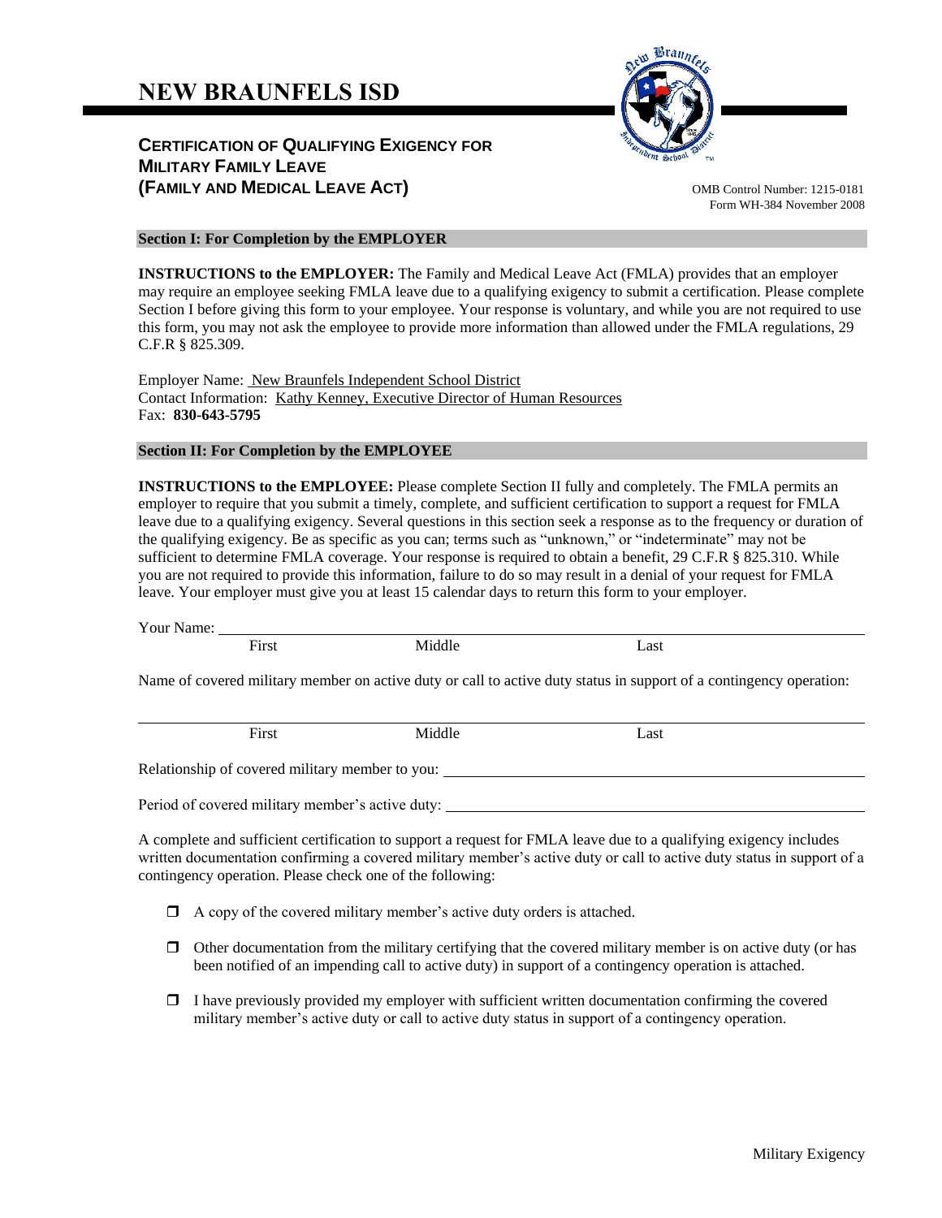# NEW BRAUNFELS ISD

## CERTIFICATION OF QUALIFYING EXIGENCY FOR MILITARY FAMILY LEAVE (FAMILY AND MEDICAL LEAVE ACT)

OMB Control Number: 1215-0181
Form WH-384 November 2008

### Section I: For Completion by the EMPLOYER

**INSTRUCTIONS to the EMPLOYER:** The Family and Medical Leave Act (FMLA) provides that an employer may require an employee seeking FMLA leave due to a qualifying exigency to submit a certification. Please complete Section I before giving this form to your employee. Your response is voluntary, and while you are not required to use this form, you may not ask the employee to provide more information than allowed under the FMLA regulations, 29 C.F.R § 825.309.

Employer Name: New Braunfels Independent School District
Contact Information: Kathy Kenney, Executive Director of Human Resources
Fax: **830-643-5795**

### Section II: For Completion by the EMPLOYEE

**INSTRUCTIONS to the EMPLOYEE:** Please complete Section II fully and completely. The FMLA permits an employer to require that you submit a timely, complete, and sufficient certification to support a request for FMLA leave due to a qualifying exigency. Several questions in this section seek a response as to the frequency or duration of the qualifying exigency. Be as specific as you can; terms such as "unknown," or "indeterminate" may not be sufficient to determine FMLA coverage. Your response is required to obtain a benefit, 29 C.F.R § 825.310. While you are not required to provide this information, failure to do so may result in a denial of your request for FMLA leave. Your employer must give you at least 15 calendar days to return this form to your employer.

Your Name: ______________________________________________
First Middle Last

Name of covered military member on active duty or call to active duty status in support of a contingency operation:

______________________________________________
First Middle Last

Relationship of covered military member to you: ______________________________

Period of covered military member's active duty: ______________________________

A complete and sufficient certification to support a request for FMLA leave due to a qualifying exigency includes written documentation confirming a covered military member's active duty or call to active duty status in support of a contingency operation. Please check one of the following:

- ☐ A copy of the covered military member's active duty orders is attached.
- ☐ Other documentation from the military certifying that the covered military member is on active duty (or has been notified of an impending call to active duty) in support of a contingency operation is attached.
- ☐ I have previously provided my employer with sufficient written documentation confirming the covered military member's active duty or call to active duty status in support of a contingency operation.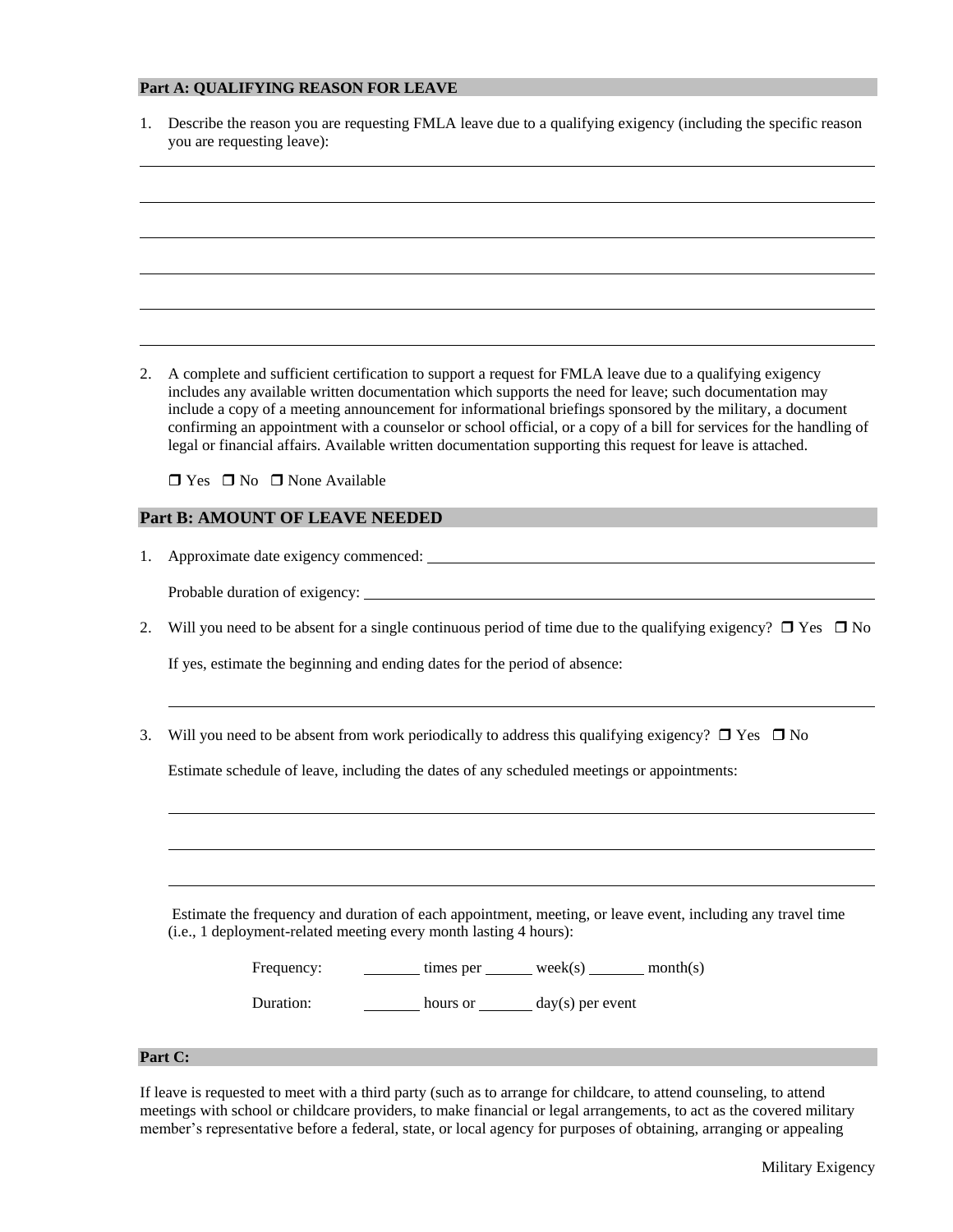## Part A: QUALIFYING REASON FOR LEAVE

1. Describe the reason you are requesting FMLA leave due to a qualifying exigency (including the specific reason you are requesting leave):

______________________________________________________________________________

______________________________________________________________________________

______________________________________________________________________________

______________________________________________________________________________

______________________________________________________________________________

______________________________________________________________________________

2. A complete and sufficient certification to support a request for FMLA leave due to a qualifying exigency includes any available written documentation which supports the need for leave; such documentation may include a copy of a meeting announcement for informational briefings sponsored by the military, a document confirming an appointment with a counselor or school official, or a copy of a bill for services for the handling of legal or financial affairs. Available written documentation supporting this request for leave is attached.

   ❒ Yes ❒ No ❒ None Available

## Part B: AMOUNT OF LEAVE NEEDED

1. Approximate date exigency commenced: ______________________________________

   Probable duration of exigency: ______________________________________

2. Will you need to be absent for a single continuous period of time due to the qualifying exigency? ❒ Yes ❒ No

   If yes, estimate the beginning and ending dates for the period of absence:

   ______________________________________________________________________________

3. Will you need to be absent from work periodically to address this qualifying exigency? ❒ Yes ❒ No

   Estimate schedule of leave, including the dates of any scheduled meetings or appointments:

   ______________________________________________________________________________

   ______________________________________________________________________________

   ______________________________________________________________________________

   Estimate the frequency and duration of each appointment, meeting, or leave event, including any travel time (i.e., 1 deployment-related meeting every month lasting 4 hours):

   Frequency: _______ times per ______ week(s) _______ month(s)

   Duration: _______ hours or _______ day(s) per event

## Part C:

If leave is requested to meet with a third party (such as to arrange for childcare, to attend counseling, to attend meetings with school or childcare providers, to make financial or legal arrangements, to act as the covered military member's representative before a federal, state, or local agency for purposes of obtaining, arranging or appealing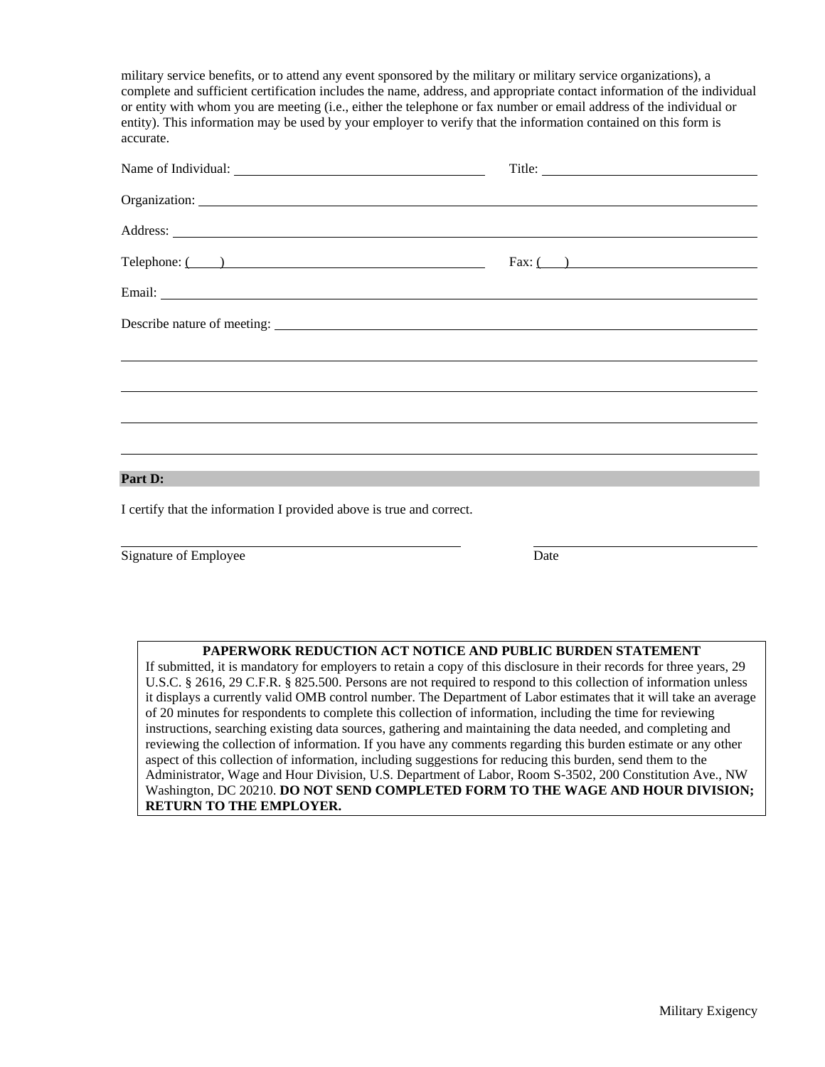military service benefits, or to attend any event sponsored by the military or military service organizations), a complete and sufficient certification includes the name, address, and appropriate contact information of the individual or entity with whom you are meeting (i.e., either the telephone or fax number or email address of the individual or entity). This information may be used by your employer to verify that the information contained on this form is accurate.

Name of Individual: ______________________________ Title: ______________________________

Organization: ____________________________________________________________

Address: ____________________________________________________________

Telephone: (    ) ______________________________ Fax: (    ) ______________________________

Email: ____________________________________________________________

Describe nature of meeting: ____________________________________________________________

____________________________________________________________

____________________________________________________________

____________________________________________________________

____________________________________________________________

**Part D:**

I certify that the information I provided above is true and correct.

______________________________ ______________________________

Signature of Employee Date

**PAPERWORK REDUCTION ACT NOTICE AND PUBLIC BURDEN STATEMENT**

If submitted, it is mandatory for employers to retain a copy of this disclosure in their records for three years, 29 U.S.C. § 2616, 29 C.F.R. § 825.500. Persons are not required to respond to this collection of information unless it displays a currently valid OMB control number. The Department of Labor estimates that it will take an average of 20 minutes for respondents to complete this collection of information, including the time for reviewing instructions, searching existing data sources, gathering and maintaining the data needed, and completing and reviewing the collection of information. If you have any comments regarding this burden estimate or any other aspect of this collection of information, including suggestions for reducing this burden, send them to the Administrator, Wage and Hour Division, U.S. Department of Labor, Room S-3502, 200 Constitution Ave., NW Washington, DC 20210. **DO NOT SEND COMPLETED FORM TO THE WAGE AND HOUR DIVISION; RETURN TO THE EMPLOYER.**